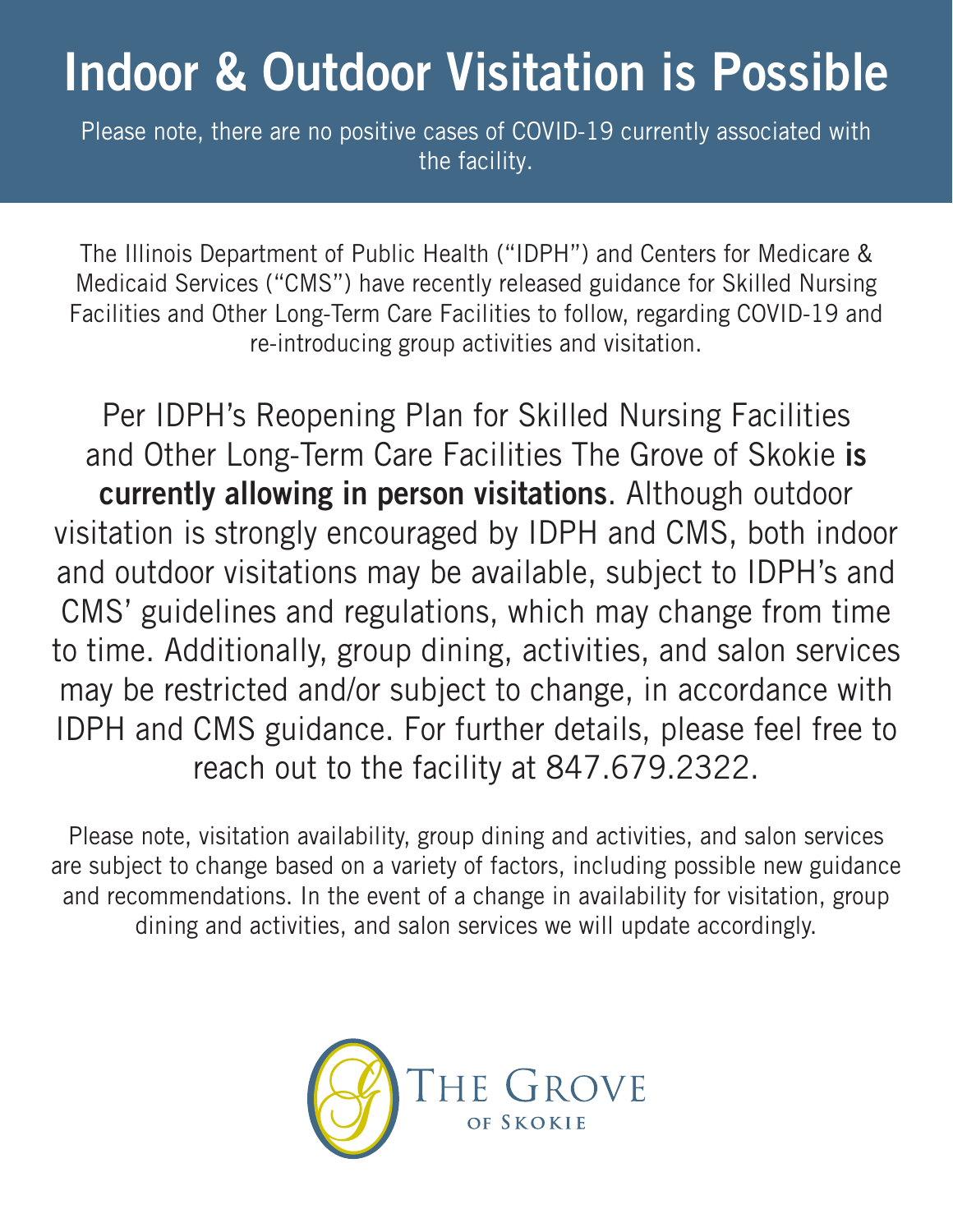# Indoor & Outdoor Visitation is Possible

Please note, there are no positive cases of COVID-19 currently associated with the facility.

The Illinois Department of Public Health ("IDPH") and Centers for Medicare & Medicaid Services ("CMS") have recently released guidance for Skilled Nursing Facilities and Other Long-Term Care Facilities to follow, regarding COVID-19 and re-introducing group activities and visitation.

Per IDPH's Reopening Plan for Skilled Nursing Facilities and Other Long-Term Care Facilities The Grove of Skokie **is currently allowing in person visitations**. Although outdoor visitation is strongly encouraged by IDPH and CMS, both indoor and outdoor visitations may be available, subject to IDPH's and CMS' guidelines and regulations, which may change from time to time. Additionally, group dining, activities, and salon services may be restricted and/or subject to change, in accordance with IDPH and CMS guidance. For further details, please feel free to reach out to the facility at 847.679.2322.

Please note, visitation availability, group dining and activities, and salon services are subject to change based on a variety of factors, including possible new guidance and recommendations. In the event of a change in availability for visitation, group dining and activities, and salon services we will update accordingly.

THE GROVE OF SKOKIE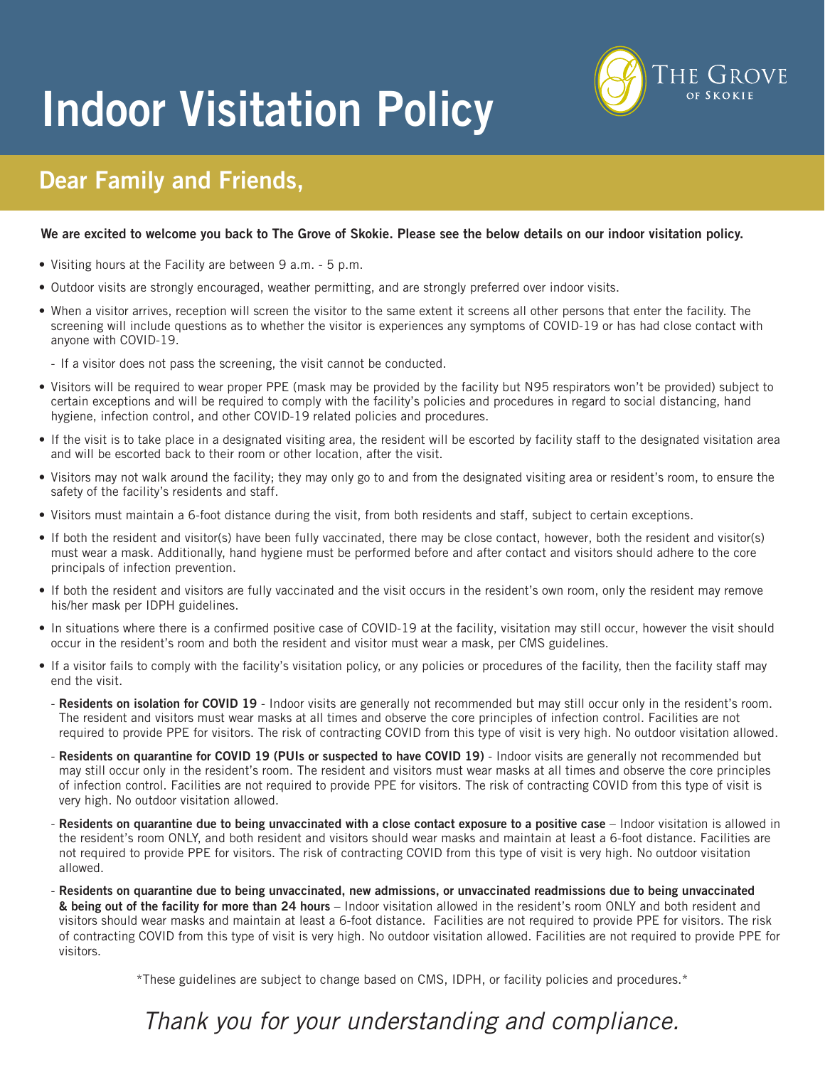# Indoor Visitation Policy

THE GROVE OF SKOKIE

## Dear Family and Friends,

**We are excited to welcome you back to The Grove of Skokie. Please see the below details on our indoor visitation policy.**

- Visiting hours at the Facility are between 9 a.m. - 5 p.m.
- Outdoor visits are strongly encouraged, weather permitting, and are strongly preferred over indoor visits.
- When a visitor arrives, reception will screen the visitor to the same extent it screens all other persons that enter the facility. The screening will include questions as to whether the visitor is experiences any symptoms of COVID-19 or has had close contact with anyone with COVID-19.
  - If a visitor does not pass the screening, the visit cannot be conducted.
- Visitors will be required to wear proper PPE (mask may be provided by the facility but N95 respirators won't be provided) subject to certain exceptions and will be required to comply with the facility's policies and procedures in regard to social distancing, hand hygiene, infection control, and other COVID-19 related policies and procedures.
- If the visit is to take place in a designated visiting area, the resident will be escorted by facility staff to the designated visitation area and will be escorted back to their room or other location, after the visit.
- Visitors may not walk around the facility; they may only go to and from the designated visiting area or resident's room, to ensure the safety of the facility's residents and staff.
- Visitors must maintain a 6-foot distance during the visit, from both residents and staff, subject to certain exceptions.
- If both the resident and visitor(s) have been fully vaccinated, there may be close contact, however, both the resident and visitor(s) must wear a mask. Additionally, hand hygiene must be performed before and after contact and visitors should adhere to the core principals of infection prevention.
- If both the resident and visitors are fully vaccinated and the visit occurs in the resident's own room, only the resident may remove his/her mask per IDPH guidelines.
- In situations where there is a confirmed positive case of COVID-19 at the facility, visitation may still occur, however the visit should occur in the resident's room and both the resident and visitor must wear a mask, per CMS guidelines.
- If a visitor fails to comply with the facility's visitation policy, or any policies or procedures of the facility, then the facility staff may end the visit.
  - **Residents on isolation for COVID 19** - Indoor visits are generally not recommended but may still occur only in the resident's room. The resident and visitors must wear masks at all times and observe the core principles of infection control. Facilities are not required to provide PPE for visitors. The risk of contracting COVID from this type of visit is very high. No outdoor visitation allowed.
  - **Residents on quarantine for COVID 19 (PUIs or suspected to have COVID 19)** - Indoor visits are generally not recommended but may still occur only in the resident's room. The resident and visitors must wear masks at all times and observe the core principles of infection control. Facilities are not required to provide PPE for visitors. The risk of contracting COVID from this type of visit is very high. No outdoor visitation allowed.
  - **Residents on quarantine due to being unvaccinated with a close contact exposure to a positive case** – Indoor visitation is allowed in the resident's room ONLY, and both resident and visitors should wear masks and maintain at least a 6-foot distance. Facilities are not required to provide PPE for visitors. The risk of contracting COVID from this type of visit is very high. No outdoor visitation allowed.
  - **Residents on quarantine due to being unvaccinated, new admissions, or unvaccinated readmissions due to being unvaccinated & being out of the facility for more than 24 hours** – Indoor visitation allowed in the resident's room ONLY and both resident and visitors should wear masks and maintain at least a 6-foot distance. Facilities are not required to provide PPE for visitors. The risk of contracting COVID from this type of visit is very high. No outdoor visitation allowed. Facilities are not required to provide PPE for visitors.

*These guidelines are subject to change based on CMS, IDPH, or facility policies and procedures.*

*Thank you for your understanding and compliance.*